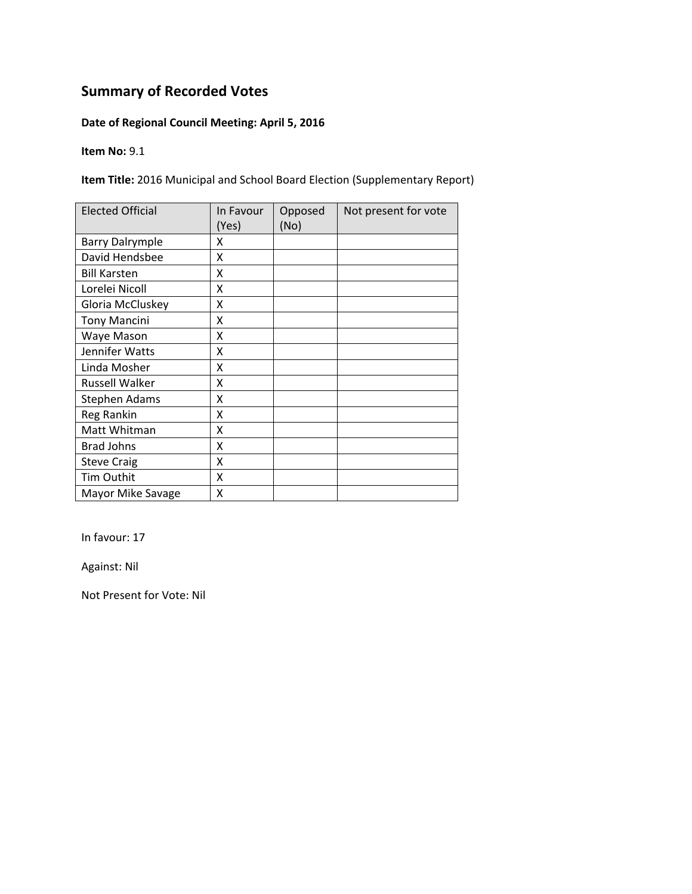# Summary of Recorded Votes

**Date of Regional Council Meeting: April 5, 2016**

**Item No:** 9.1

**Item Title:** 2016 Municipal and School Board Election (Supplementary Report)

| Elected Official | In Favour (Yes) | Opposed (No) | Not present for vote |
|---|---|---|---|
| Barry Dalrymple | X | | |
| David Hendsbee | X | | |
| Bill Karsten | X | | |
| Lorelei Nicoll | X | | |
| Gloria McCluskey | X | | |
| Tony Mancini | X | | |
| Waye Mason | X | | |
| Jennifer Watts | X | | |
| Linda Mosher | X | | |
| Russell Walker | X | | |
| Stephen Adams | X | | |
| Reg Rankin | X | | |
| Matt Whitman | X | | |
| Brad Johns | X | | |
| Steve Craig | X | | |
| Tim Outhit | X | | |
| Mayor Mike Savage | X | | |

In favour: 17

Against: Nil

Not Present for Vote: Nil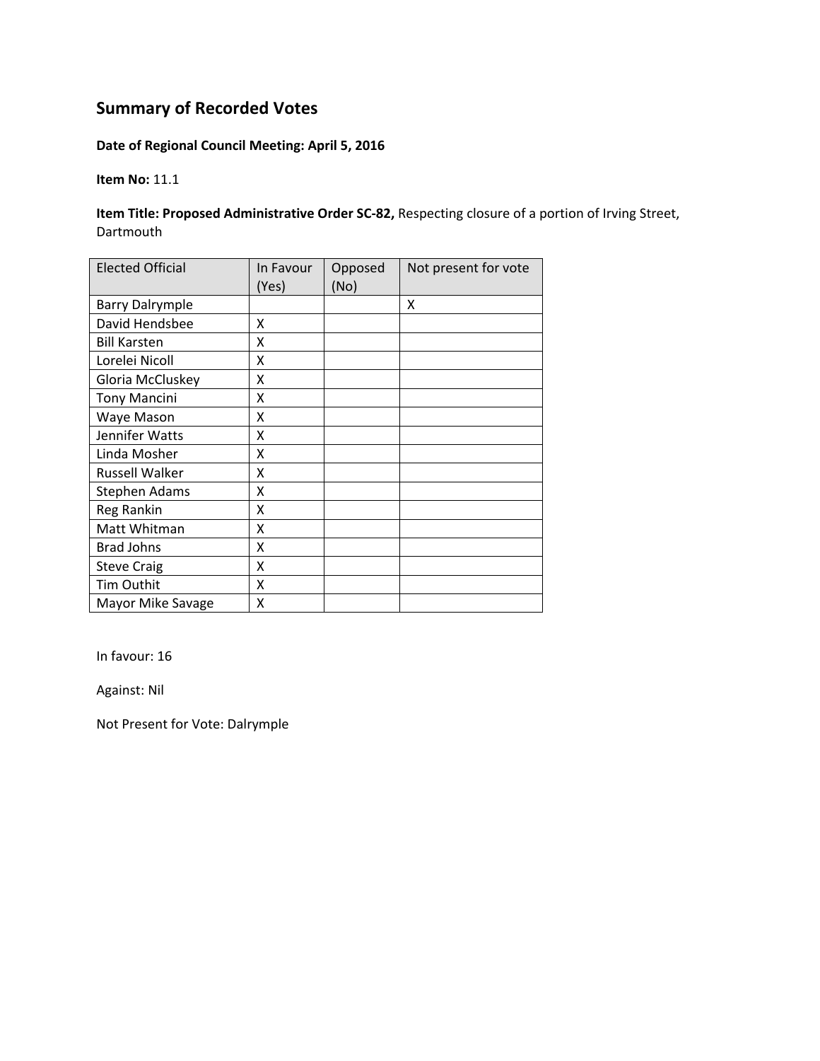# Summary of Recorded Votes

**Date of Regional Council Meeting: April 5, 2016**

**Item No:** 11.1

**Item Title: Proposed Administrative Order SC-82,** Respecting closure of a portion of Irving Street, Dartmouth

| Elected Official | In Favour (Yes) | Opposed (No) | Not present for vote |
|---|---|---|---|
| Barry Dalrymple | | | X |
| David Hendsbee | X | | |
| Bill Karsten | X | | |
| Lorelei Nicoll | X | | |
| Gloria McCluskey | X | | |
| Tony Mancini | X | | |
| Waye Mason | X | | |
| Jennifer Watts | X | | |
| Linda Mosher | X | | |
| Russell Walker | X | | |
| Stephen Adams | X | | |
| Reg Rankin | X | | |
| Matt Whitman | X | | |
| Brad Johns | X | | |
| Steve Craig | X | | |
| Tim Outhit | X | | |
| Mayor Mike Savage | X | | |

In favour: 16

Against: Nil

Not Present for Vote: Dalrymple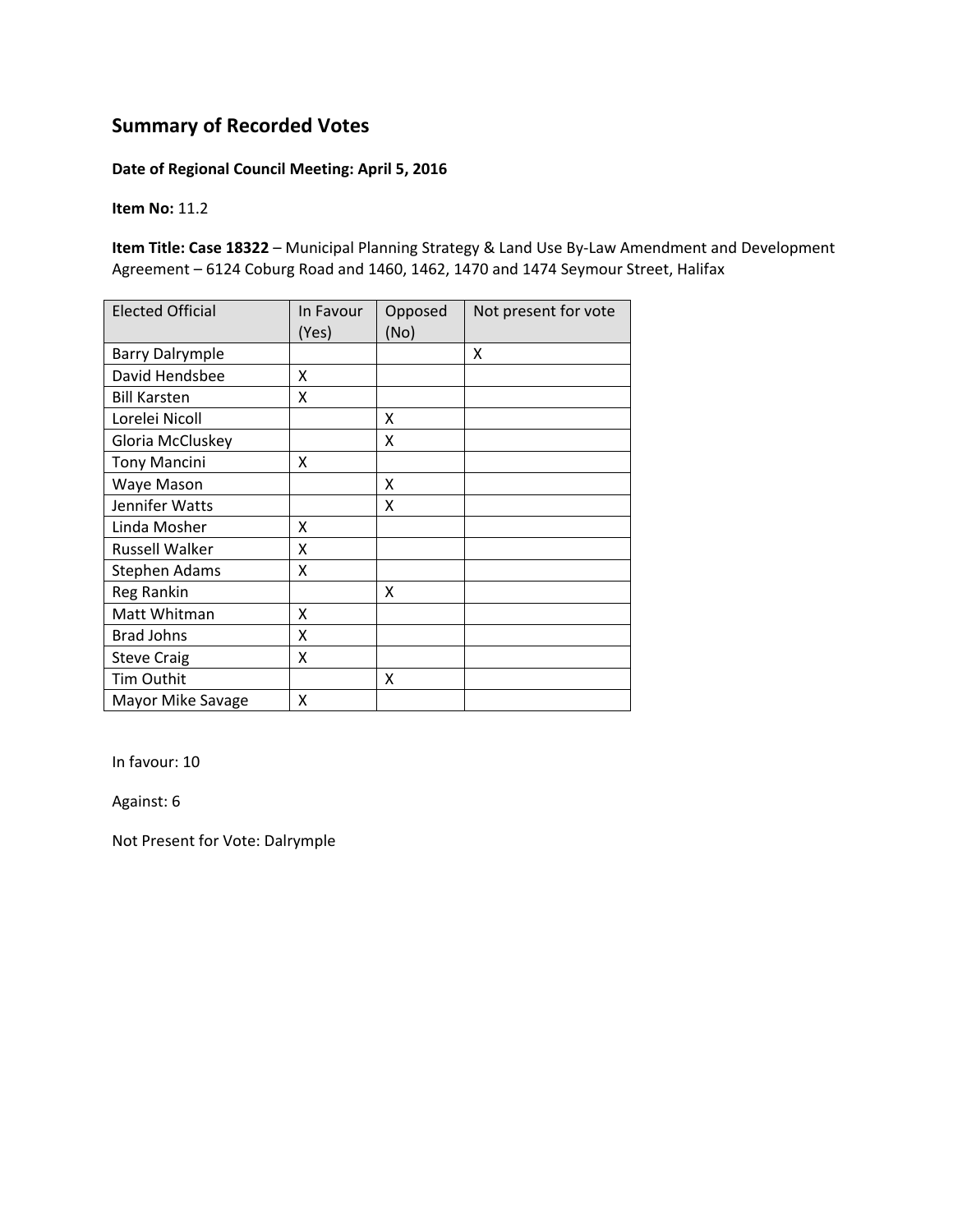## Summary of Recorded Votes

**Date of Regional Council Meeting: April 5, 2016**

**Item No:** 11.2

**Item Title: Case 18322** – Municipal Planning Strategy & Land Use By-Law Amendment and Development Agreement – 6124 Coburg Road and 1460, 1462, 1470 and 1474 Seymour Street, Halifax

| Elected Official | In Favour (Yes) | Opposed (No) | Not present for vote |
|---|---|---|---|
| Barry Dalrymple | | | X |
| David Hendsbee | X | | |
| Bill Karsten | X | | |
| Lorelei Nicoll | | X | |
| Gloria McCluskey | | X | |
| Tony Mancini | X | | |
| Waye Mason | | X | |
| Jennifer Watts | | X | |
| Linda Mosher | X | | |
| Russell Walker | X | | |
| Stephen Adams | X | | |
| Reg Rankin | | X | |
| Matt Whitman | X | | |
| Brad Johns | X | | |
| Steve Craig | X | | |
| Tim Outhit | | X | |
| Mayor Mike Savage | X | | |

In favour: 10

Against: 6

Not Present for Vote: Dalrymple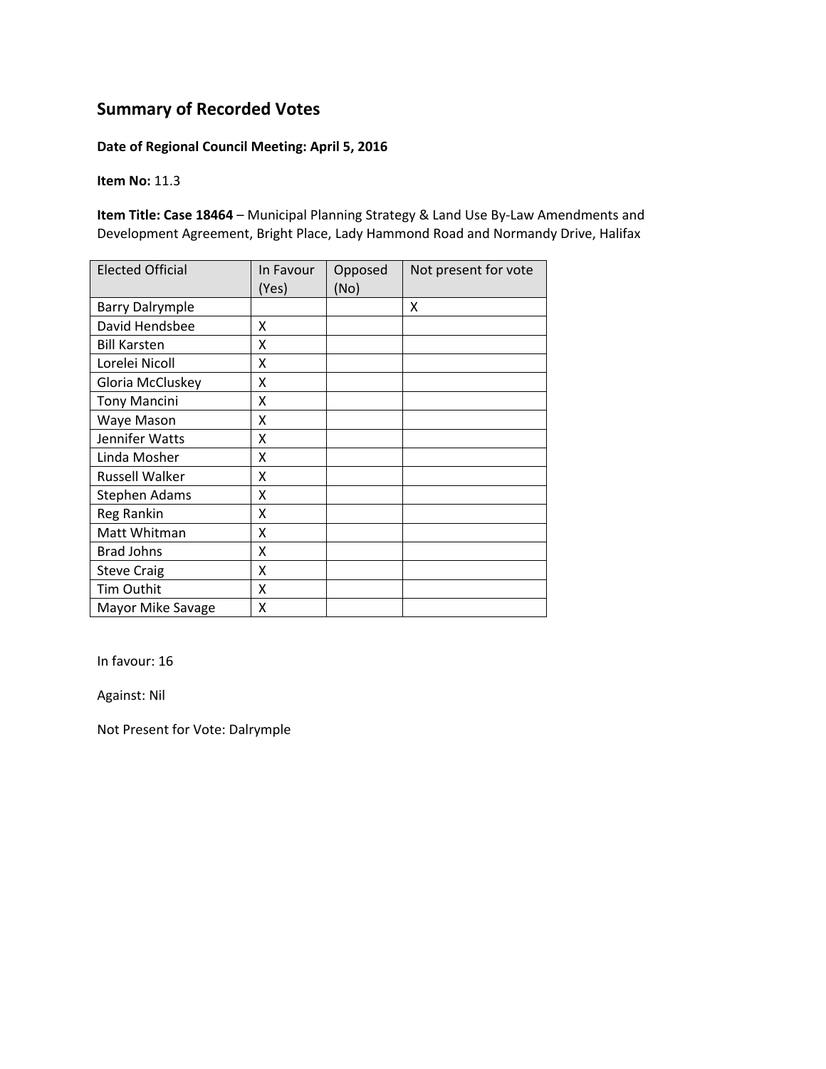## Summary of Recorded Votes

**Date of Regional Council Meeting: April 5, 2016**

**Item No:** 11.3

**Item Title: Case 18464** – Municipal Planning Strategy & Land Use By-Law Amendments and Development Agreement, Bright Place, Lady Hammond Road and Normandy Drive, Halifax

| Elected Official | In Favour (Yes) | Opposed (No) | Not present for vote |
|---|---|---|---|
| Barry Dalrymple | | | X |
| David Hendsbee | X | | |
| Bill Karsten | X | | |
| Lorelei Nicoll | X | | |
| Gloria McCluskey | X | | |
| Tony Mancini | X | | |
| Waye Mason | X | | |
| Jennifer Watts | X | | |
| Linda Mosher | X | | |
| Russell Walker | X | | |
| Stephen Adams | X | | |
| Reg Rankin | X | | |
| Matt Whitman | X | | |
| Brad Johns | X | | |
| Steve Craig | X | | |
| Tim Outhit | X | | |
| Mayor Mike Savage | X | | |

In favour: 16

Against: Nil

Not Present for Vote: Dalrymple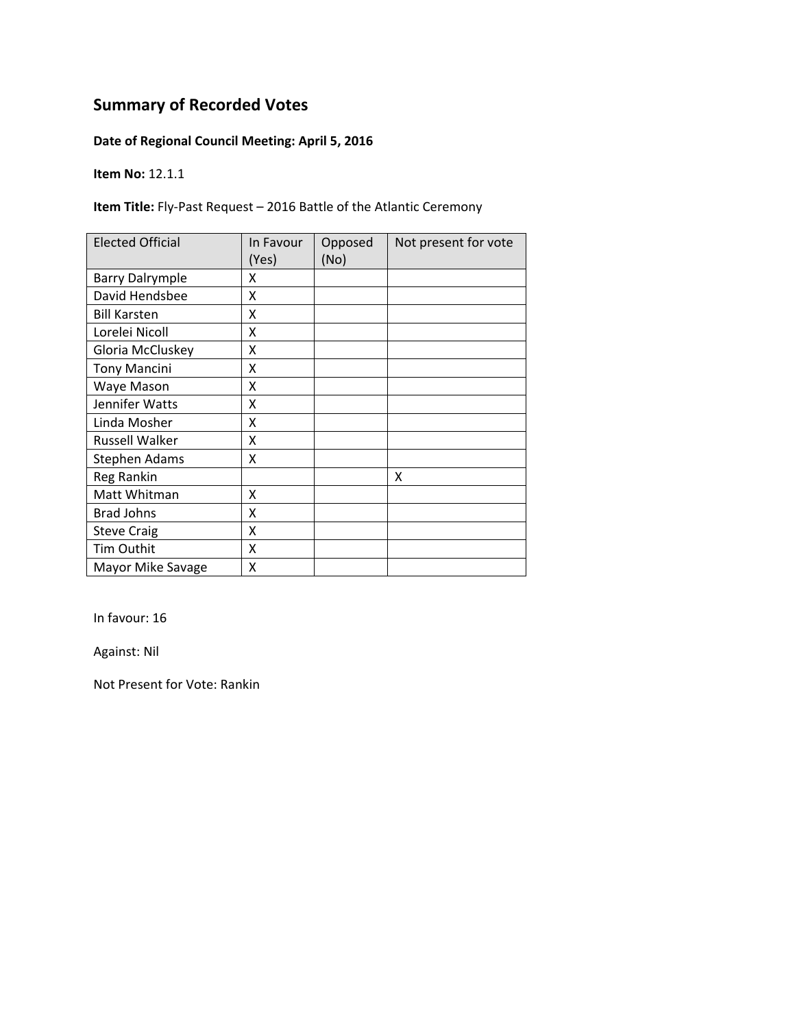## Summary of Recorded Votes

**Date of Regional Council Meeting: April 5, 2016**

**Item No:** 12.1.1

**Item Title:** Fly-Past Request – 2016 Battle of the Atlantic Ceremony

| Elected Official | In Favour (Yes) | Opposed (No) | Not present for vote |
|---|---|---|---|
| Barry Dalrymple | X | | |
| David Hendsbee | X | | |
| Bill Karsten | X | | |
| Lorelei Nicoll | X | | |
| Gloria McCluskey | X | | |
| Tony Mancini | X | | |
| Waye Mason | X | | |
| Jennifer Watts | X | | |
| Linda Mosher | X | | |
| Russell Walker | X | | |
| Stephen Adams | X | | |
| Reg Rankin | | | X |
| Matt Whitman | X | | |
| Brad Johns | X | | |
| Steve Craig | X | | |
| Tim Outhit | X | | |
| Mayor Mike Savage | X | | |

In favour: 16

Against: Nil

Not Present for Vote: Rankin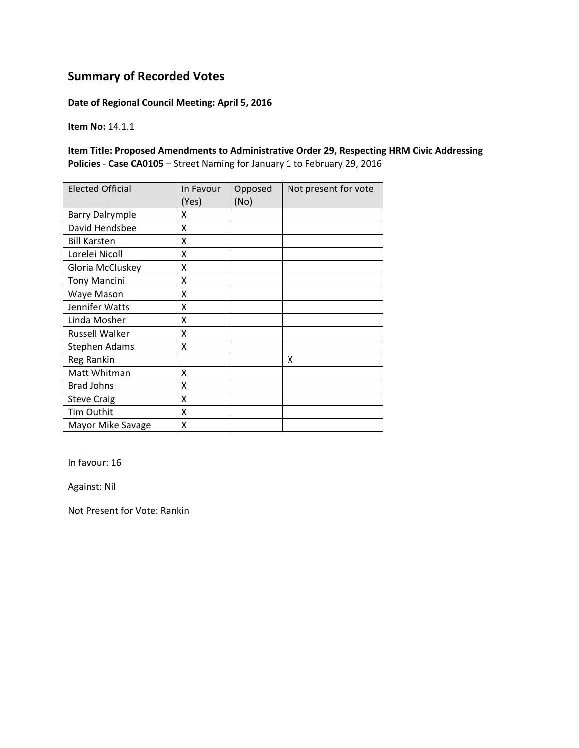## Summary of Recorded Votes

**Date of Regional Council Meeting: April 5, 2016**

**Item No:** 14.1.1

**Item Title: Proposed Amendments to Administrative Order 29, Respecting HRM Civic Addressing Policies** - **Case CA0105** – Street Naming for January 1 to February 29, 2016

| Elected Official | In Favour (Yes) | Opposed (No) | Not present for vote |
|---|---|---|---|
| Barry Dalrymple | X | | |
| David Hendsbee | X | | |
| Bill Karsten | X | | |
| Lorelei Nicoll | X | | |
| Gloria McCluskey | X | | |
| Tony Mancini | X | | |
| Waye Mason | X | | |
| Jennifer Watts | X | | |
| Linda Mosher | X | | |
| Russell Walker | X | | |
| Stephen Adams | X | | |
| Reg Rankin | | | X |
| Matt Whitman | X | | |
| Brad Johns | X | | |
| Steve Craig | X | | |
| Tim Outhit | X | | |
| Mayor Mike Savage | X | | |

In favour: 16

Against: Nil

Not Present for Vote: Rankin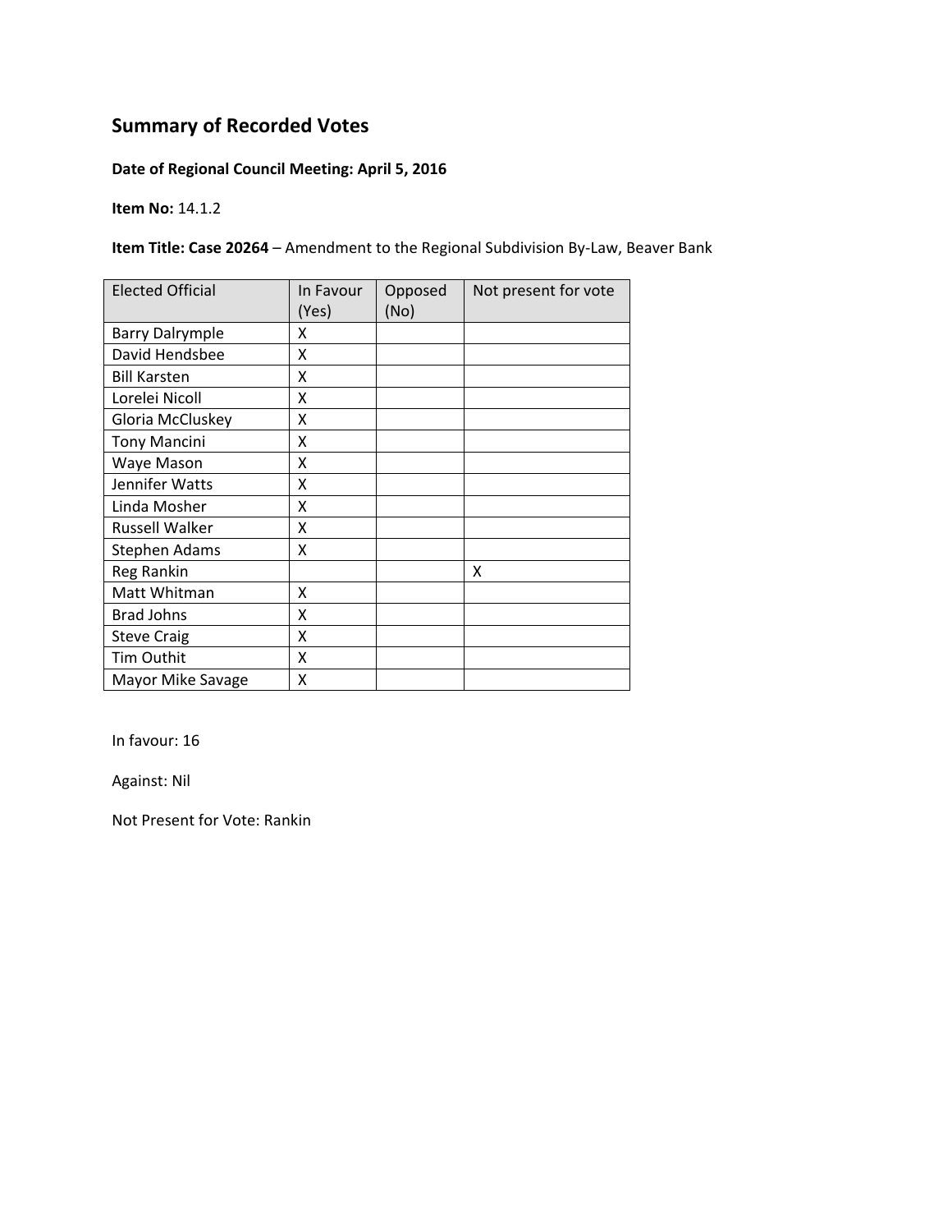# Summary of Recorded Votes

**Date of Regional Council Meeting: April 5, 2016**

**Item No:** 14.1.2

**Item Title: Case 20264** – Amendment to the Regional Subdivision By-Law, Beaver Bank

| Elected Official | In Favour (Yes) | Opposed (No) | Not present for vote |
|---|---|---|---|
| Barry Dalrymple | X | | |
| David Hendsbee | X | | |
| Bill Karsten | X | | |
| Lorelei Nicoll | X | | |
| Gloria McCluskey | X | | |
| Tony Mancini | X | | |
| Waye Mason | X | | |
| Jennifer Watts | X | | |
| Linda Mosher | X | | |
| Russell Walker | X | | |
| Stephen Adams | X | | |
| Reg Rankin | | | X |
| Matt Whitman | X | | |
| Brad Johns | X | | |
| Steve Craig | X | | |
| Tim Outhit | X | | |
| Mayor Mike Savage | X | | |

In favour: 16

Against: Nil

Not Present for Vote: Rankin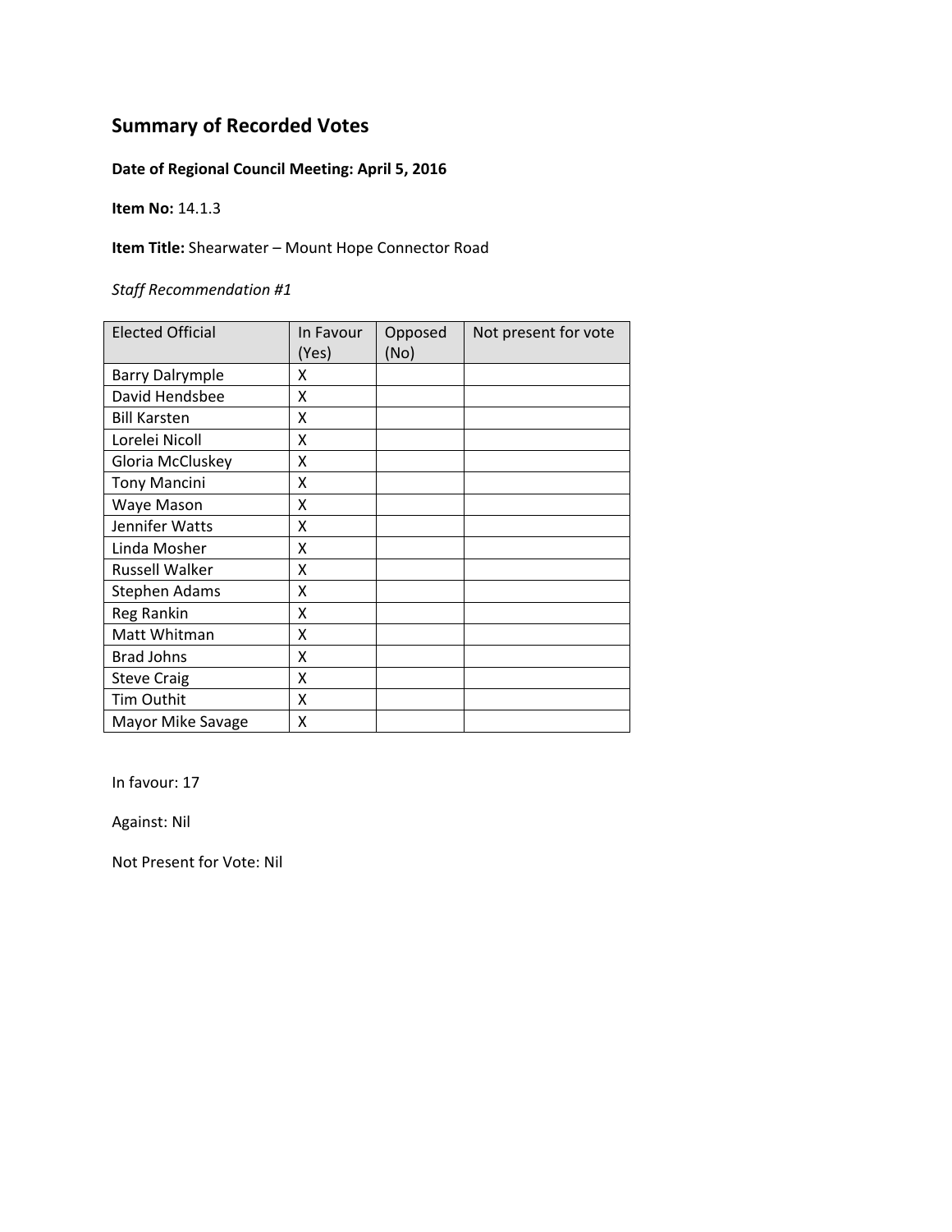## Summary of Recorded Votes

**Date of Regional Council Meeting: April 5, 2016**

**Item No:** 14.1.3

**Item Title:** Shearwater – Mount Hope Connector Road

*Staff Recommendation #1*

| Elected Official | In Favour (Yes) | Opposed (No) | Not present for vote |
|---|---|---|---|
| Barry Dalrymple | X | | |
| David Hendsbee | X | | |
| Bill Karsten | X | | |
| Lorelei Nicoll | X | | |
| Gloria McCluskey | X | | |
| Tony Mancini | X | | |
| Waye Mason | X | | |
| Jennifer Watts | X | | |
| Linda Mosher | X | | |
| Russell Walker | X | | |
| Stephen Adams | X | | |
| Reg Rankin | X | | |
| Matt Whitman | X | | |
| Brad Johns | X | | |
| Steve Craig | X | | |
| Tim Outhit | X | | |
| Mayor Mike Savage | X | | |

In favour: 17

Against: Nil

Not Present for Vote: Nil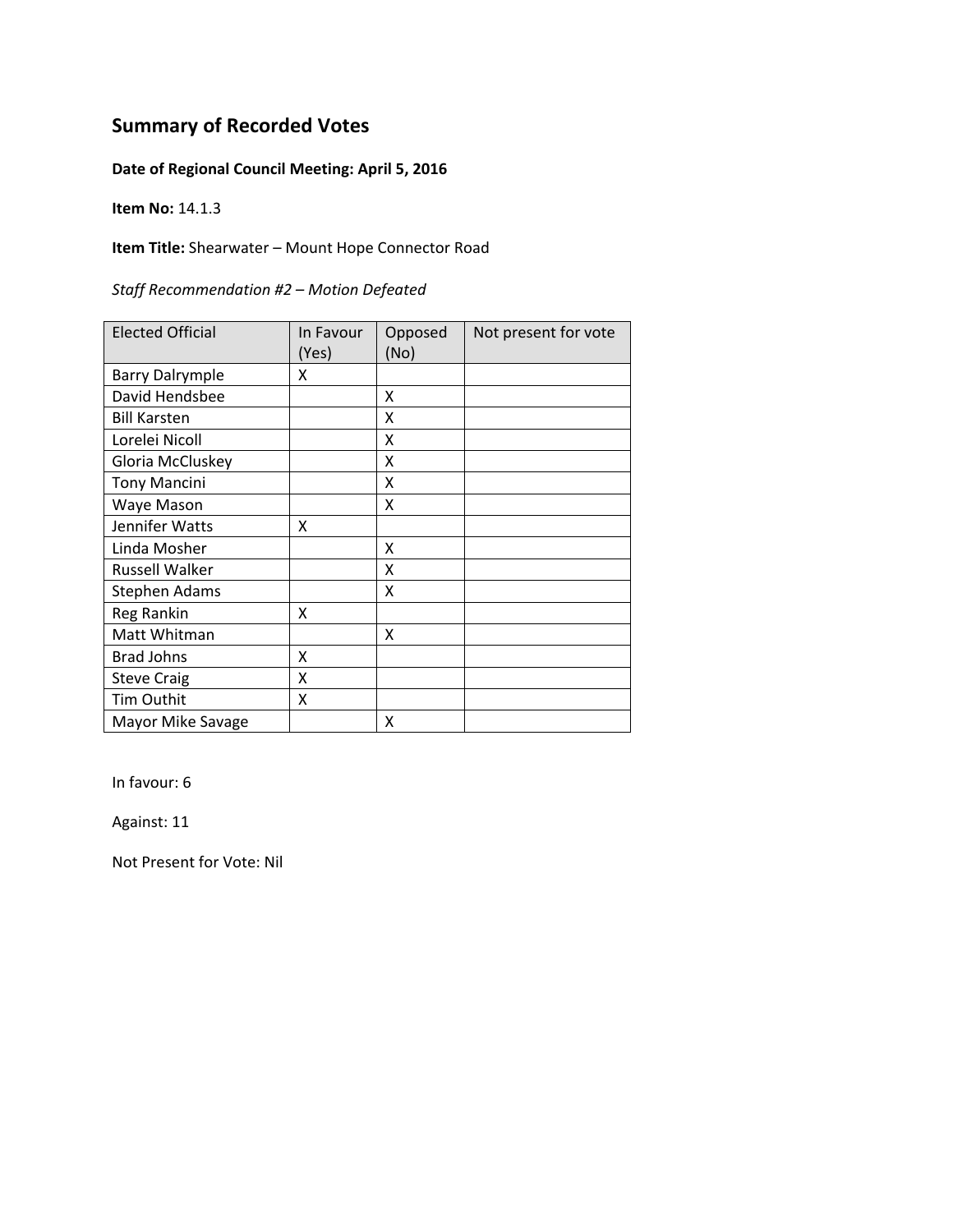## Summary of Recorded Votes

**Date of Regional Council Meeting: April 5, 2016**

**Item No:** 14.1.3

**Item Title:** Shearwater – Mount Hope Connector Road

*Staff Recommendation #2 – Motion Defeated*

| Elected Official | In Favour (Yes) | Opposed (No) | Not present for vote |
|---|---|---|---|
| Barry Dalrymple | X | | |
| David Hendsbee | | X | |
| Bill Karsten | | X | |
| Lorelei Nicoll | | X | |
| Gloria McCluskey | | X | |
| Tony Mancini | | X | |
| Waye Mason | | X | |
| Jennifer Watts | X | | |
| Linda Mosher | | X | |
| Russell Walker | | X | |
| Stephen Adams | | X | |
| Reg Rankin | X | | |
| Matt Whitman | | X | |
| Brad Johns | X | | |
| Steve Craig | X | | |
| Tim Outhit | X | | |
| Mayor Mike Savage | | X | |

In favour: 6

Against: 11

Not Present for Vote: Nil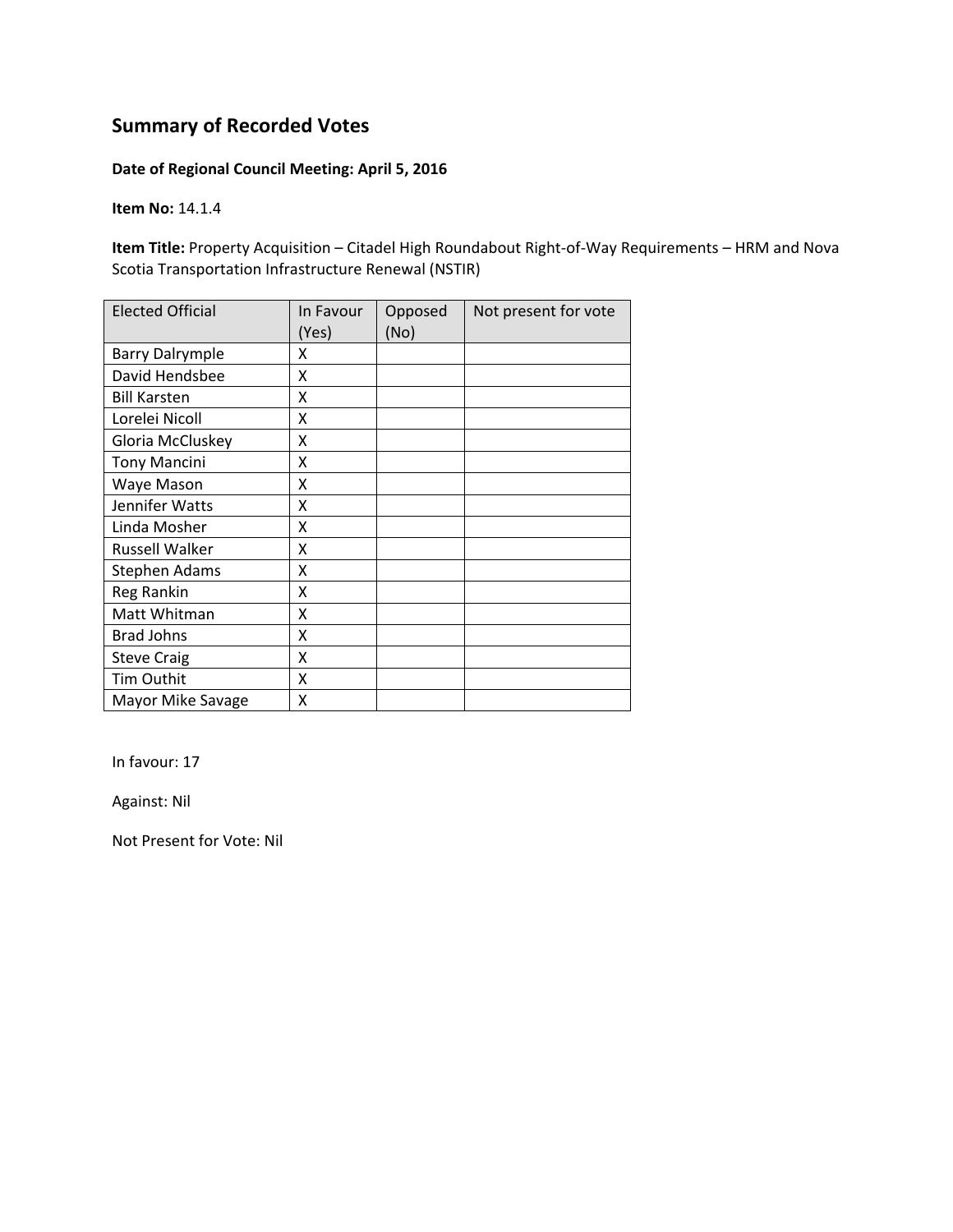## Summary of Recorded Votes

**Date of Regional Council Meeting: April 5, 2016**

**Item No:** 14.1.4

**Item Title:** Property Acquisition – Citadel High Roundabout Right-of-Way Requirements – HRM and Nova Scotia Transportation Infrastructure Renewal (NSTIR)

| Elected Official | In Favour (Yes) | Opposed (No) | Not present for vote |
|---|---|---|---|
| Barry Dalrymple | X | | |
| David Hendsbee | X | | |
| Bill Karsten | X | | |
| Lorelei Nicoll | X | | |
| Gloria McCluskey | X | | |
| Tony Mancini | X | | |
| Waye Mason | X | | |
| Jennifer Watts | X | | |
| Linda Mosher | X | | |
| Russell Walker | X | | |
| Stephen Adams | X | | |
| Reg Rankin | X | | |
| Matt Whitman | X | | |
| Brad Johns | X | | |
| Steve Craig | X | | |
| Tim Outhit | X | | |
| Mayor Mike Savage | X | | |

In favour: 17

Against: Nil

Not Present for Vote: Nil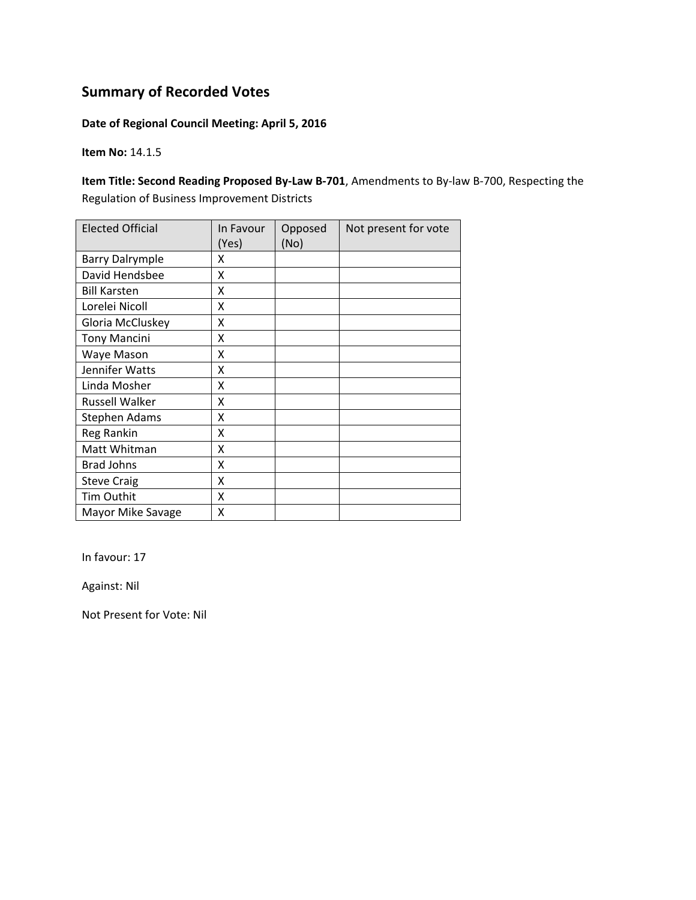## Summary of Recorded Votes

**Date of Regional Council Meeting: April 5, 2016**

**Item No:** 14.1.5

**Item Title: Second Reading Proposed By-Law B-701**, Amendments to By-law B-700, Respecting the Regulation of Business Improvement Districts

| Elected Official | In Favour (Yes) | Opposed (No) | Not present for vote |
|---|---|---|---|
| Barry Dalrymple | X | | |
| David Hendsbee | X | | |
| Bill Karsten | X | | |
| Lorelei Nicoll | X | | |
| Gloria McCluskey | X | | |
| Tony Mancini | X | | |
| Waye Mason | X | | |
| Jennifer Watts | X | | |
| Linda Mosher | X | | |
| Russell Walker | X | | |
| Stephen Adams | X | | |
| Reg Rankin | X | | |
| Matt Whitman | X | | |
| Brad Johns | X | | |
| Steve Craig | X | | |
| Tim Outhit | X | | |
| Mayor Mike Savage | X | | |

In favour: 17

Against: Nil

Not Present for Vote: Nil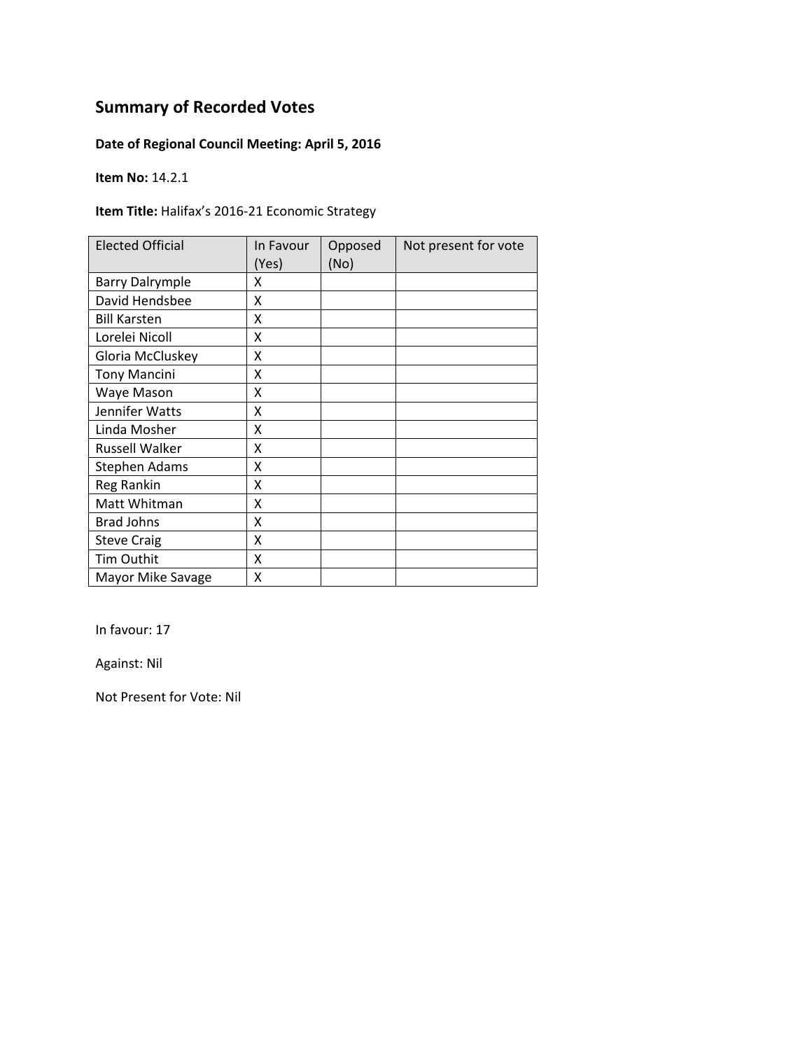## Summary of Recorded Votes

**Date of Regional Council Meeting: April 5, 2016**

**Item No:** 14.2.1

**Item Title:** Halifax's 2016-21 Economic Strategy

| Elected Official | In Favour (Yes) | Opposed (No) | Not present for vote |
|---|---|---|---|
| Barry Dalrymple | X | | |
| David Hendsbee | X | | |
| Bill Karsten | X | | |
| Lorelei Nicoll | X | | |
| Gloria McCluskey | X | | |
| Tony Mancini | X | | |
| Waye Mason | X | | |
| Jennifer Watts | X | | |
| Linda Mosher | X | | |
| Russell Walker | X | | |
| Stephen Adams | X | | |
| Reg Rankin | X | | |
| Matt Whitman | X | | |
| Brad Johns | X | | |
| Steve Craig | X | | |
| Tim Outhit | X | | |
| Mayor Mike Savage | X | | |

In favour: 17

Against: Nil

Not Present for Vote: Nil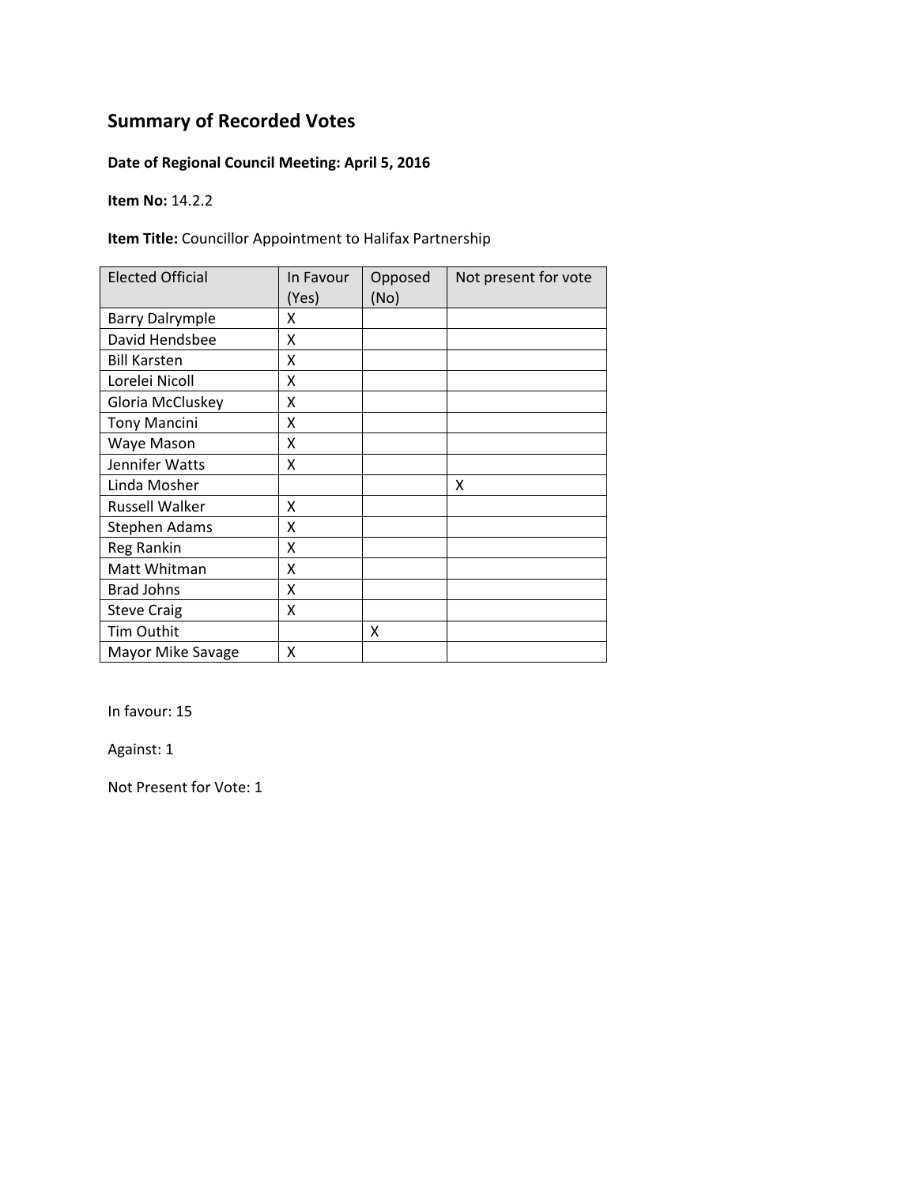## Summary of Recorded Votes

**Date of Regional Council Meeting: April 5, 2016**

**Item No:** 14.2.2

**Item Title:** Councillor Appointment to Halifax Partnership

| Elected Official | In Favour (Yes) | Opposed (No) | Not present for vote |
|---|---|---|---|
| Barry Dalrymple | X | | |
| David Hendsbee | X | | |
| Bill Karsten | X | | |
| Lorelei Nicoll | X | | |
| Gloria McCluskey | X | | |
| Tony Mancini | X | | |
| Waye Mason | X | | |
| Jennifer Watts | X | | |
| Linda Mosher | | | X |
| Russell Walker | X | | |
| Stephen Adams | X | | |
| Reg Rankin | X | | |
| Matt Whitman | X | | |
| Brad Johns | X | | |
| Steve Craig | X | | |
| Tim Outhit | | X | |
| Mayor Mike Savage | X | | |

In favour: 15

Against: 1

Not Present for Vote: 1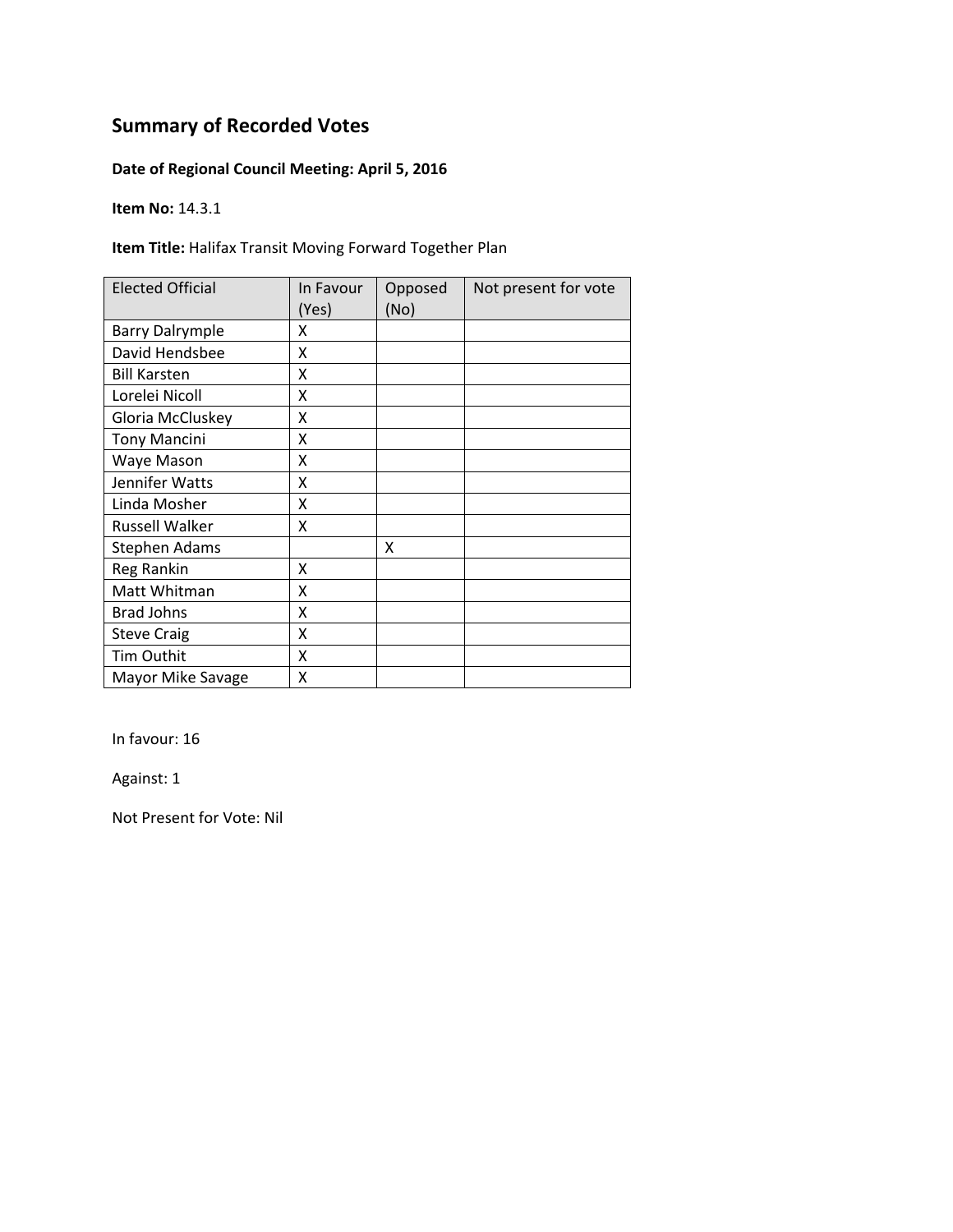## Summary of Recorded Votes

**Date of Regional Council Meeting: April 5, 2016**

**Item No:** 14.3.1

**Item Title:** Halifax Transit Moving Forward Together Plan

| Elected Official | In Favour (Yes) | Opposed (No) | Not present for vote |
|---|---|---|---|
| Barry Dalrymple | X | | |
| David Hendsbee | X | | |
| Bill Karsten | X | | |
| Lorelei Nicoll | X | | |
| Gloria McCluskey | X | | |
| Tony Mancini | X | | |
| Waye Mason | X | | |
| Jennifer Watts | X | | |
| Linda Mosher | X | | |
| Russell Walker | X | | |
| Stephen Adams | | X | |
| Reg Rankin | X | | |
| Matt Whitman | X | | |
| Brad Johns | X | | |
| Steve Craig | X | | |
| Tim Outhit | X | | |
| Mayor Mike Savage | X | | |

In favour: 16

Against: 1

Not Present for Vote: Nil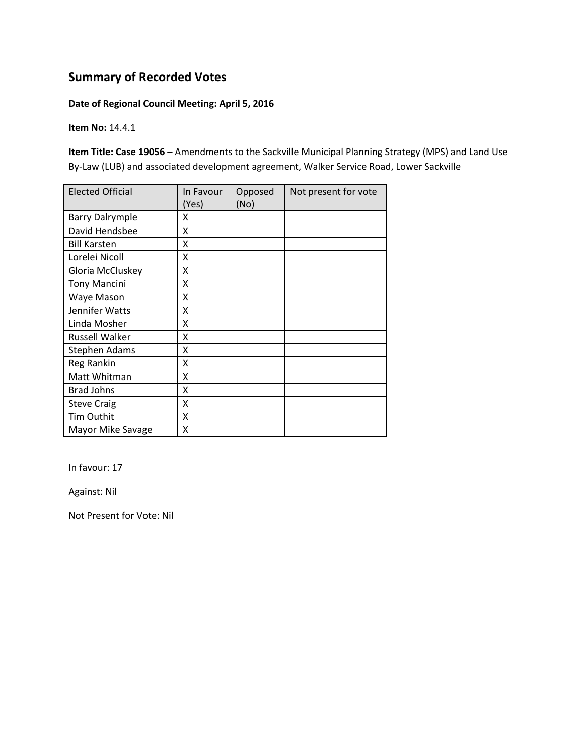# Summary of Recorded Votes

**Date of Regional Council Meeting: April 5, 2016**

**Item No:** 14.4.1

**Item Title: Case 19056** – Amendments to the Sackville Municipal Planning Strategy (MPS) and Land Use By-Law (LUB) and associated development agreement, Walker Service Road, Lower Sackville

| Elected Official | In Favour (Yes) | Opposed (No) | Not present for vote |
|---|---|---|---|
| Barry Dalrymple | X | | |
| David Hendsbee | X | | |
| Bill Karsten | X | | |
| Lorelei Nicoll | X | | |
| Gloria McCluskey | X | | |
| Tony Mancini | X | | |
| Waye Mason | X | | |
| Jennifer Watts | X | | |
| Linda Mosher | X | | |
| Russell Walker | X | | |
| Stephen Adams | X | | |
| Reg Rankin | X | | |
| Matt Whitman | X | | |
| Brad Johns | X | | |
| Steve Craig | X | | |
| Tim Outhit | X | | |
| Mayor Mike Savage | X | | |

In favour: 17

Against: Nil

Not Present for Vote: Nil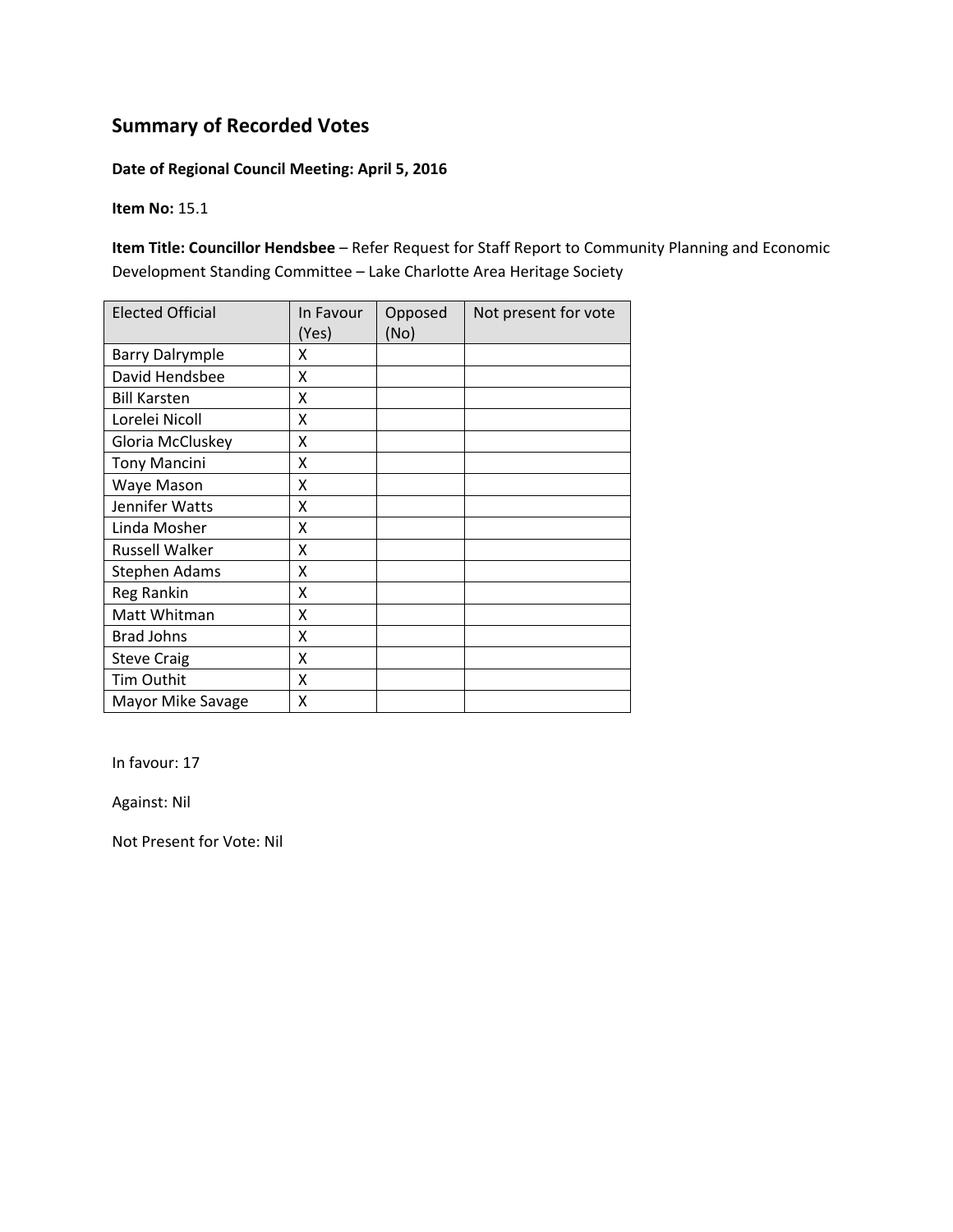# Summary of Recorded Votes

**Date of Regional Council Meeting: April 5, 2016**

**Item No:** 15.1

**Item Title: Councillor Hendsbee** – Refer Request for Staff Report to Community Planning and Economic Development Standing Committee – Lake Charlotte Area Heritage Society

| Elected Official | In Favour (Yes) | Opposed (No) | Not present for vote |
|---|---|---|---|
| Barry Dalrymple | X | | |
| David Hendsbee | X | | |
| Bill Karsten | X | | |
| Lorelei Nicoll | X | | |
| Gloria McCluskey | X | | |
| Tony Mancini | X | | |
| Waye Mason | X | | |
| Jennifer Watts | X | | |
| Linda Mosher | X | | |
| Russell Walker | X | | |
| Stephen Adams | X | | |
| Reg Rankin | X | | |
| Matt Whitman | X | | |
| Brad Johns | X | | |
| Steve Craig | X | | |
| Tim Outhit | X | | |
| Mayor Mike Savage | X | | |

In favour: 17

Against: Nil

Not Present for Vote: Nil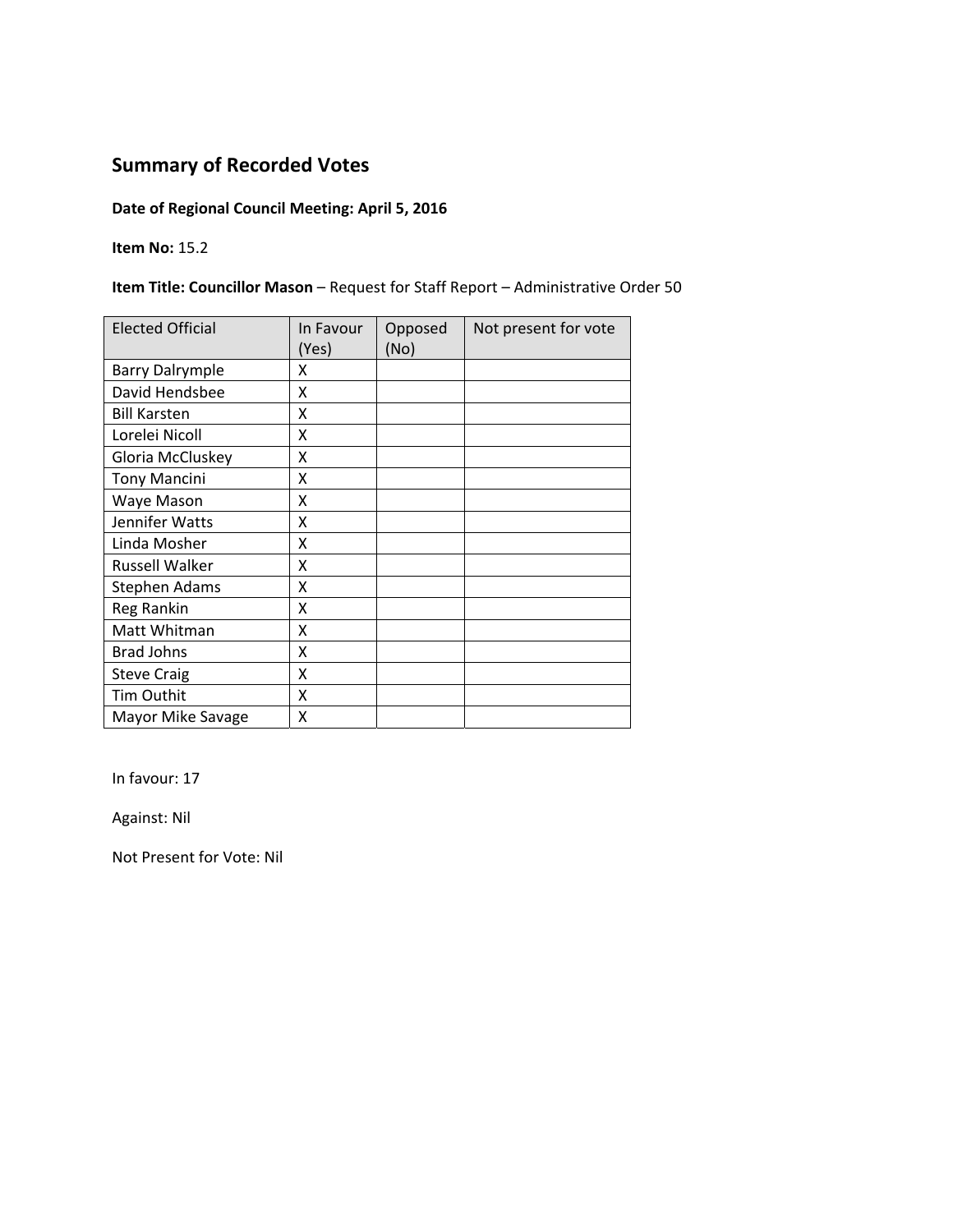## Summary of Recorded Votes

**Date of Regional Council Meeting: April 5, 2016**

**Item No:** 15.2

**Item Title: Councillor Mason** – Request for Staff Report – Administrative Order 50

| Elected Official | In Favour (Yes) | Opposed (No) | Not present for vote |
|---|---|---|---|
| Barry Dalrymple | X | | |
| David Hendsbee | X | | |
| Bill Karsten | X | | |
| Lorelei Nicoll | X | | |
| Gloria McCluskey | X | | |
| Tony Mancini | X | | |
| Waye Mason | X | | |
| Jennifer Watts | X | | |
| Linda Mosher | X | | |
| Russell Walker | X | | |
| Stephen Adams | X | | |
| Reg Rankin | X | | |
| Matt Whitman | X | | |
| Brad Johns | X | | |
| Steve Craig | X | | |
| Tim Outhit | X | | |
| Mayor Mike Savage | X | | |

In favour: 17

Against: Nil

Not Present for Vote: Nil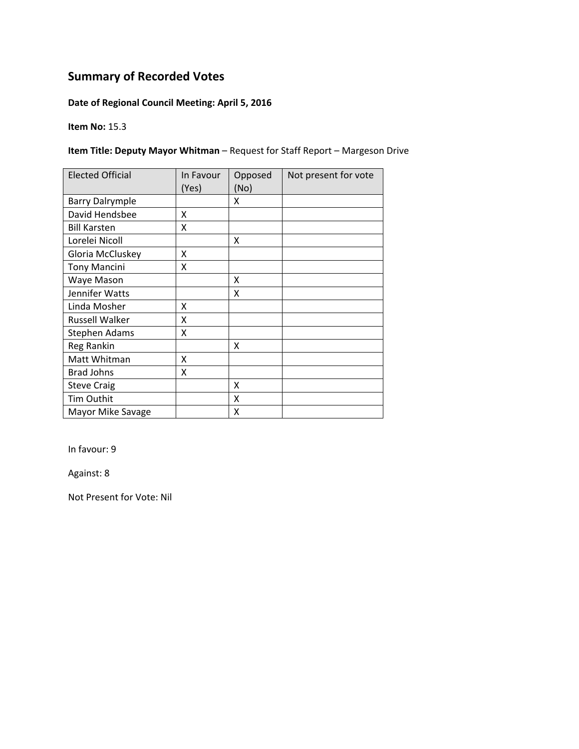## Summary of Recorded Votes

**Date of Regional Council Meeting: April 5, 2016**

**Item No:** 15.3

**Item Title: Deputy Mayor Whitman** – Request for Staff Report – Margeson Drive

| Elected Official | In Favour (Yes) | Opposed (No) | Not present for vote |
|---|---|---|---|
| Barry Dalrymple | | X | |
| David Hendsbee | X | | |
| Bill Karsten | X | | |
| Lorelei Nicoll | | X | |
| Gloria McCluskey | X | | |
| Tony Mancini | X | | |
| Waye Mason | | X | |
| Jennifer Watts | | X | |
| Linda Mosher | X | | |
| Russell Walker | X | | |
| Stephen Adams | X | | |
| Reg Rankin | | X | |
| Matt Whitman | X | | |
| Brad Johns | X | | |
| Steve Craig | | X | |
| Tim Outhit | | X | |
| Mayor Mike Savage | | X | |

In favour: 9

Against: 8

Not Present for Vote: Nil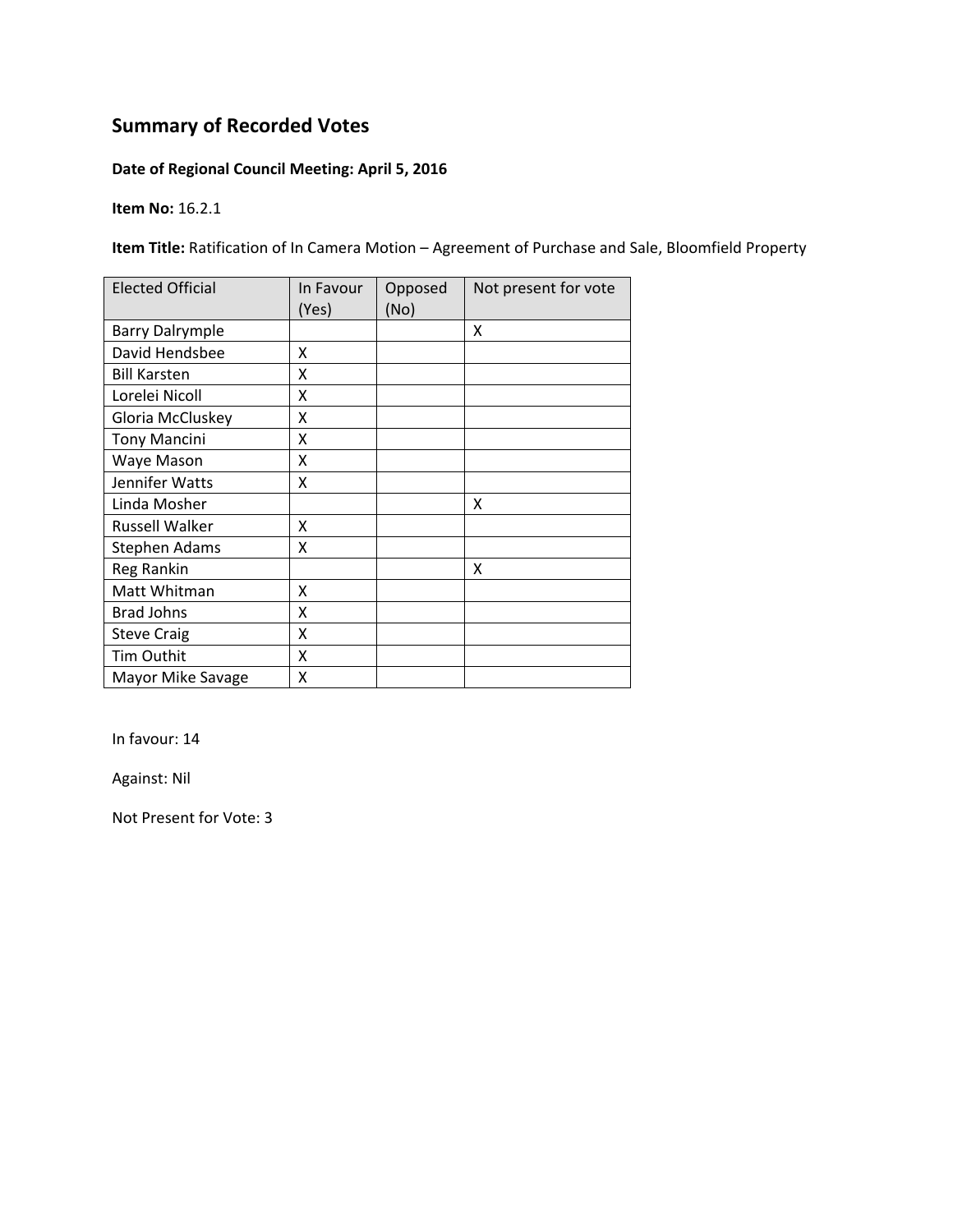# Summary of Recorded Votes

**Date of Regional Council Meeting: April 5, 2016**

**Item No:** 16.2.1

**Item Title:** Ratification of In Camera Motion – Agreement of Purchase and Sale, Bloomfield Property

| Elected Official | In Favour (Yes) | Opposed (No) | Not present for vote |
|---|---|---|---|
| Barry Dalrymple | | | X |
| David Hendsbee | X | | |
| Bill Karsten | X | | |
| Lorelei Nicoll | X | | |
| Gloria McCluskey | X | | |
| Tony Mancini | X | | |
| Waye Mason | X | | |
| Jennifer Watts | X | | |
| Linda Mosher | | | X |
| Russell Walker | X | | |
| Stephen Adams | X | | |
| Reg Rankin | | | X |
| Matt Whitman | X | | |
| Brad Johns | X | | |
| Steve Craig | X | | |
| Tim Outhit | X | | |
| Mayor Mike Savage | X | | |

In favour: 14

Against: Nil

Not Present for Vote: 3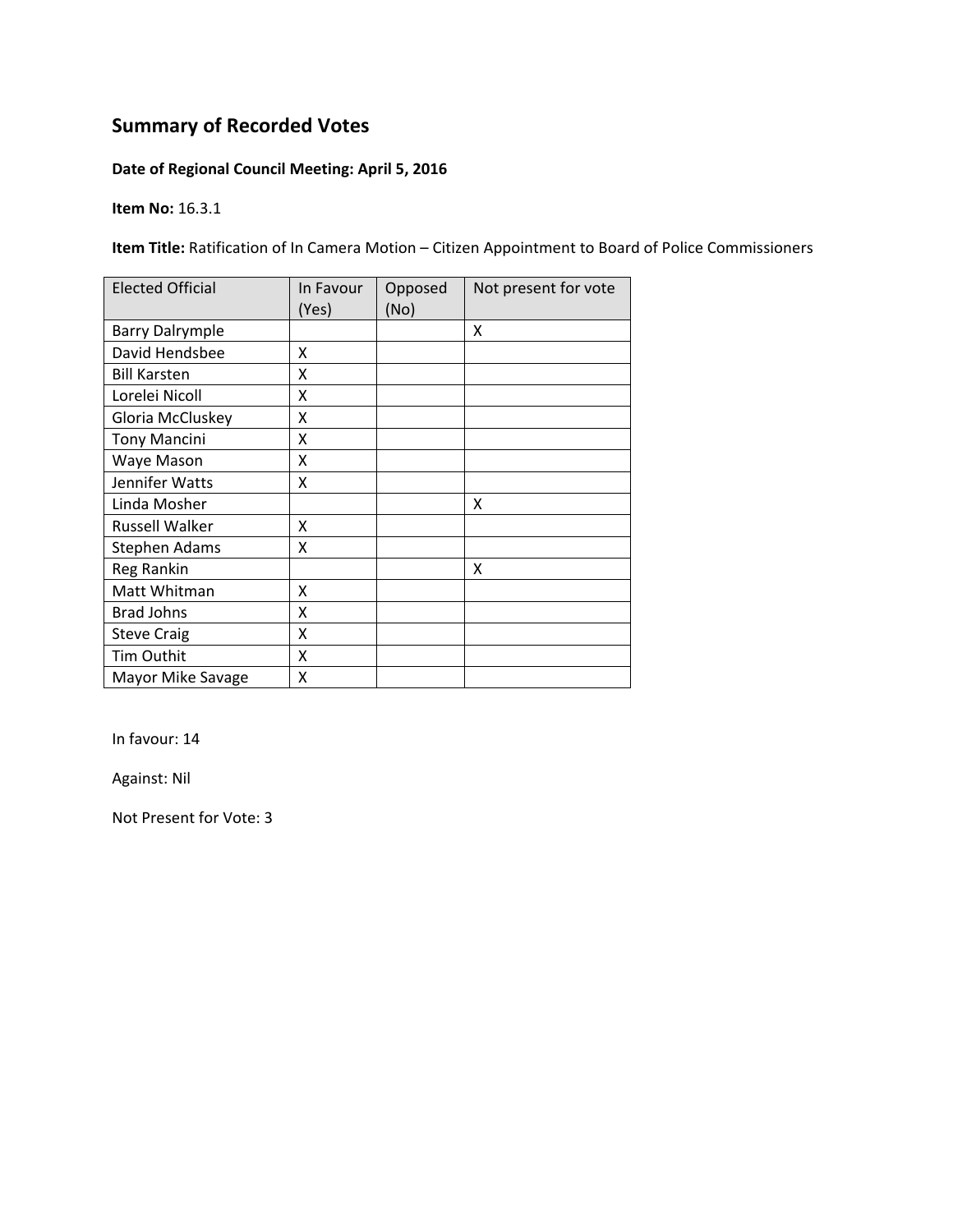## Summary of Recorded Votes

**Date of Regional Council Meeting: April 5, 2016**

**Item No:** 16.3.1

**Item Title:** Ratification of In Camera Motion – Citizen Appointment to Board of Police Commissioners

| Elected Official | In Favour (Yes) | Opposed (No) | Not present for vote |
|---|---|---|---|
| Barry Dalrymple | | | X |
| David Hendsbee | X | | |
| Bill Karsten | X | | |
| Lorelei Nicoll | X | | |
| Gloria McCluskey | X | | |
| Tony Mancini | X | | |
| Waye Mason | X | | |
| Jennifer Watts | X | | |
| Linda Mosher | | | X |
| Russell Walker | X | | |
| Stephen Adams | X | | |
| Reg Rankin | | | X |
| Matt Whitman | X | | |
| Brad Johns | X | | |
| Steve Craig | X | | |
| Tim Outhit | X | | |
| Mayor Mike Savage | X | | |

In favour: 14

Against: Nil

Not Present for Vote: 3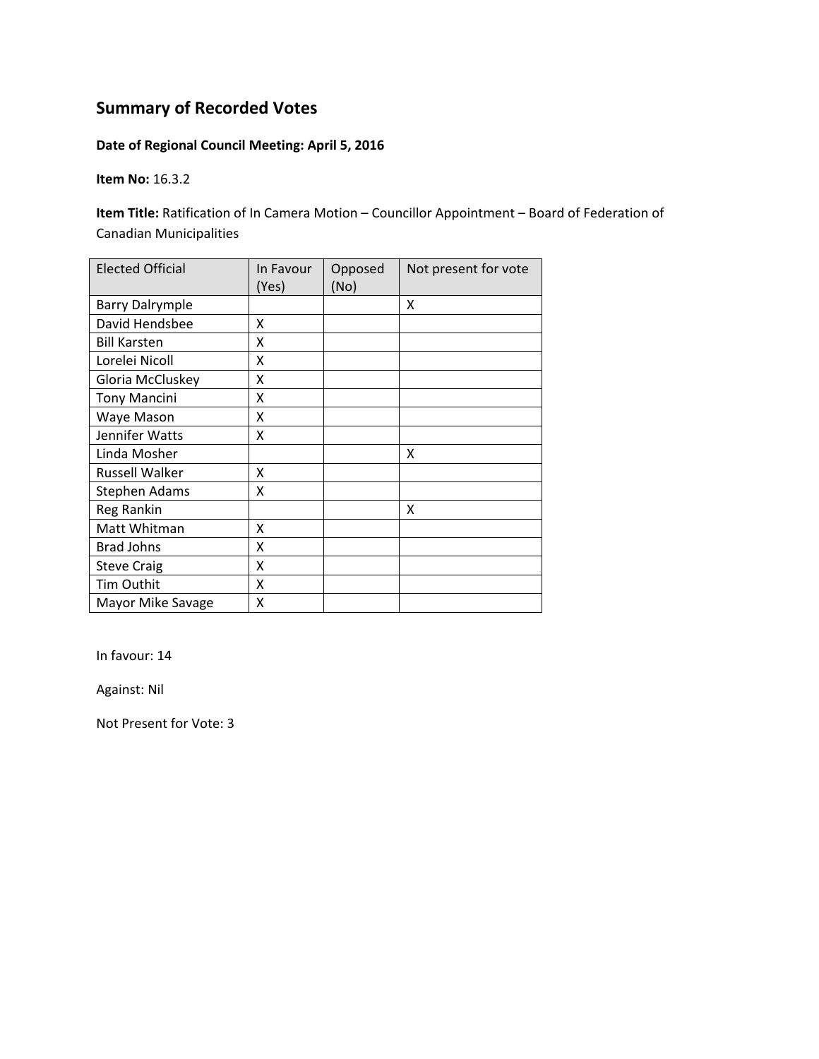## Summary of Recorded Votes

**Date of Regional Council Meeting: April 5, 2016**

**Item No:** 16.3.2

**Item Title:** Ratification of In Camera Motion – Councillor Appointment – Board of Federation of Canadian Municipalities

| Elected Official | In Favour (Yes) | Opposed (No) | Not present for vote |
|---|---|---|---|
| Barry Dalrymple | | | X |
| David Hendsbee | X | | |
| Bill Karsten | X | | |
| Lorelei Nicoll | X | | |
| Gloria McCluskey | X | | |
| Tony Mancini | X | | |
| Waye Mason | X | | |
| Jennifer Watts | X | | |
| Linda Mosher | | | X |
| Russell Walker | X | | |
| Stephen Adams | X | | |
| Reg Rankin | | | X |
| Matt Whitman | X | | |
| Brad Johns | X | | |
| Steve Craig | X | | |
| Tim Outhit | X | | |
| Mayor Mike Savage | X | | |

In favour: 14

Against: Nil

Not Present for Vote: 3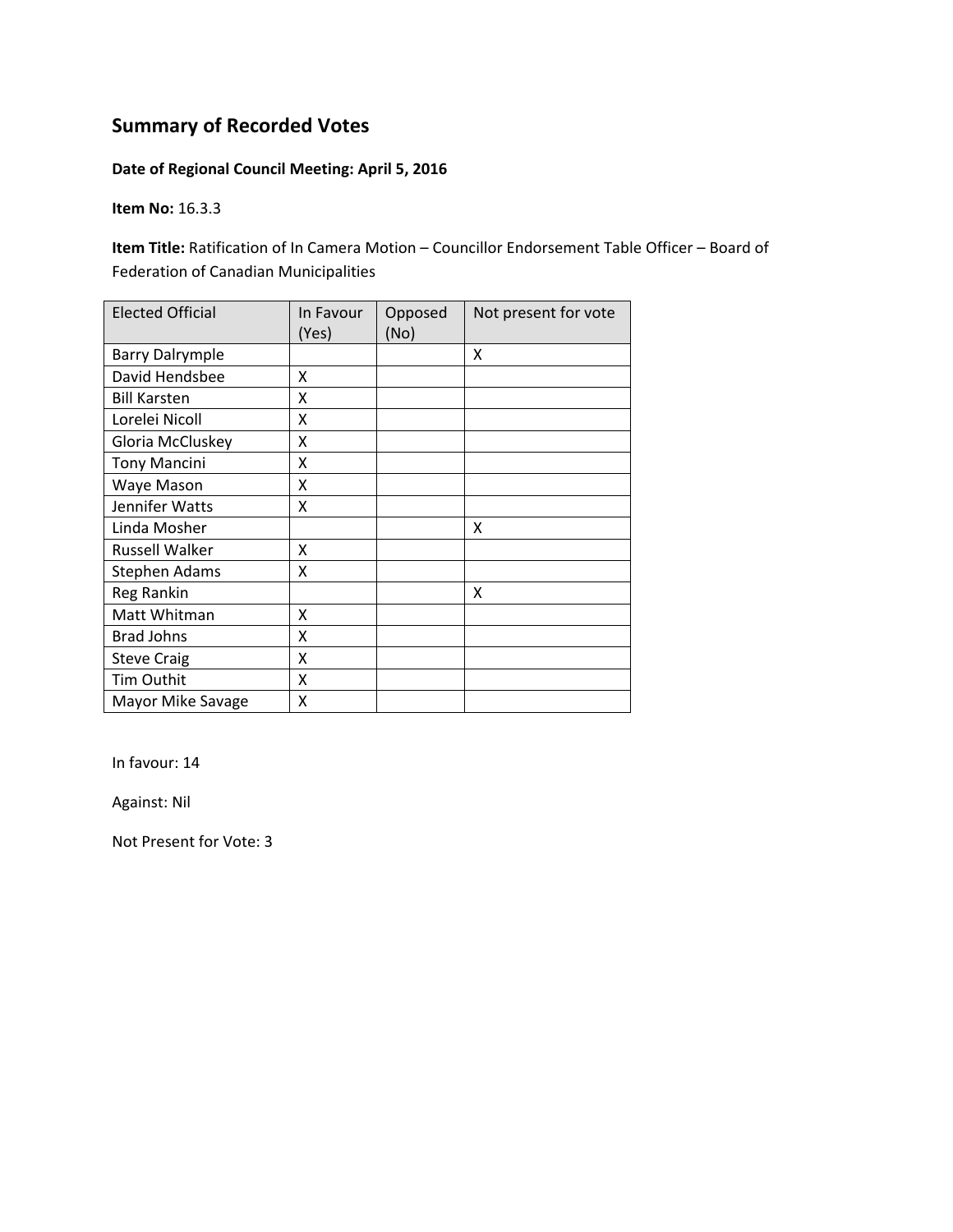## Summary of Recorded Votes

**Date of Regional Council Meeting: April 5, 2016**

**Item No:** 16.3.3

**Item Title:** Ratification of In Camera Motion – Councillor Endorsement Table Officer – Board of Federation of Canadian Municipalities

| Elected Official | In Favour (Yes) | Opposed (No) | Not present for vote |
|---|---|---|---|
| Barry Dalrymple | | | X |
| David Hendsbee | X | | |
| Bill Karsten | X | | |
| Lorelei Nicoll | X | | |
| Gloria McCluskey | X | | |
| Tony Mancini | X | | |
| Waye Mason | X | | |
| Jennifer Watts | X | | |
| Linda Mosher | | | X |
| Russell Walker | X | | |
| Stephen Adams | X | | |
| Reg Rankin | | | X |
| Matt Whitman | X | | |
| Brad Johns | X | | |
| Steve Craig | X | | |
| Tim Outhit | X | | |
| Mayor Mike Savage | X | | |

In favour: 14

Against: Nil

Not Present for Vote: 3